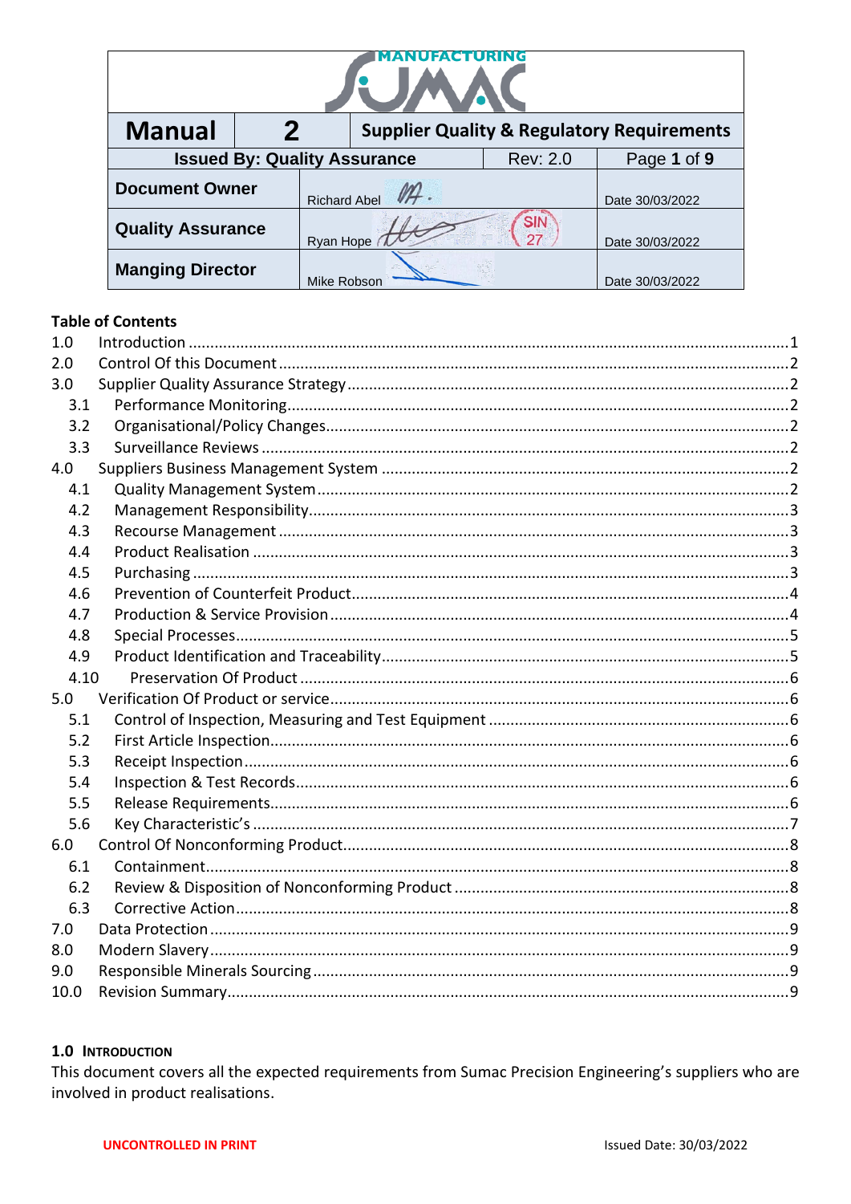| Manual | 2 | Supplier Quality & Regulatory Requirements | |
|---|---|---|---|
| Issued By: Quality Assurance | | Rev: 2.0 | Page 1 of 9 |
| Document Owner | Richard Abel | | Date 30/03/2022 |
| Quality Assurance | Ryan Hope | | Date 30/03/2022 |
| Manging Director | Mike Robson | | Date 30/03/2022 |

**Table of Contents**

1.0 Introduction ........ 1
2.0 Control Of this Document ........ 2
3.0 Supplier Quality Assurance Strategy ........ 2
- 3.1 Performance Monitoring ........ 2
- 3.2 Organisational/Policy Changes ........ 2
- 3.3 Surveillance Reviews ........ 2

4.0 Suppliers Business Management System ........ 2
- 4.1 Quality Management System ........ 2
- 4.2 Management Responsibility ........ 3
- 4.3 Recourse Management ........ 3
- 4.4 Product Realisation ........ 3
- 4.5 Purchasing ........ 3
- 4.6 Prevention of Counterfeit Product ........ 4
- 4.7 Production & Service Provision ........ 4
- 4.8 Special Processes ........ 5
- 4.9 Product Identification and Traceability ........ 5
- 4.10 Preservation Of Product ........ 6

5.0 Verification Of Product or service ........ 6
- 5.1 Control of Inspection, Measuring and Test Equipment ........ 6
- 5.2 First Article Inspection ........ 6
- 5.3 Receipt Inspection ........ 6
- 5.4 Inspection & Test Records ........ 6
- 5.5 Release Requirements ........ 6
- 5.6 Key Characteristic's ........ 7

6.0 Control Of Nonconforming Product ........ 8
- 6.1 Containment ........ 8
- 6.2 Review & Disposition of Nonconforming Product ........ 8
- 6.3 Corrective Action ........ 8

7.0 Data Protection ........ 9
8.0 Modern Slavery ........ 9
9.0 Responsible Minerals Sourcing ........ 9
10.0 Revision Summary ........ 9

## 1.0 Introduction

This document covers all the expected requirements from Sumac Precision Engineering's suppliers who are involved in product realisations.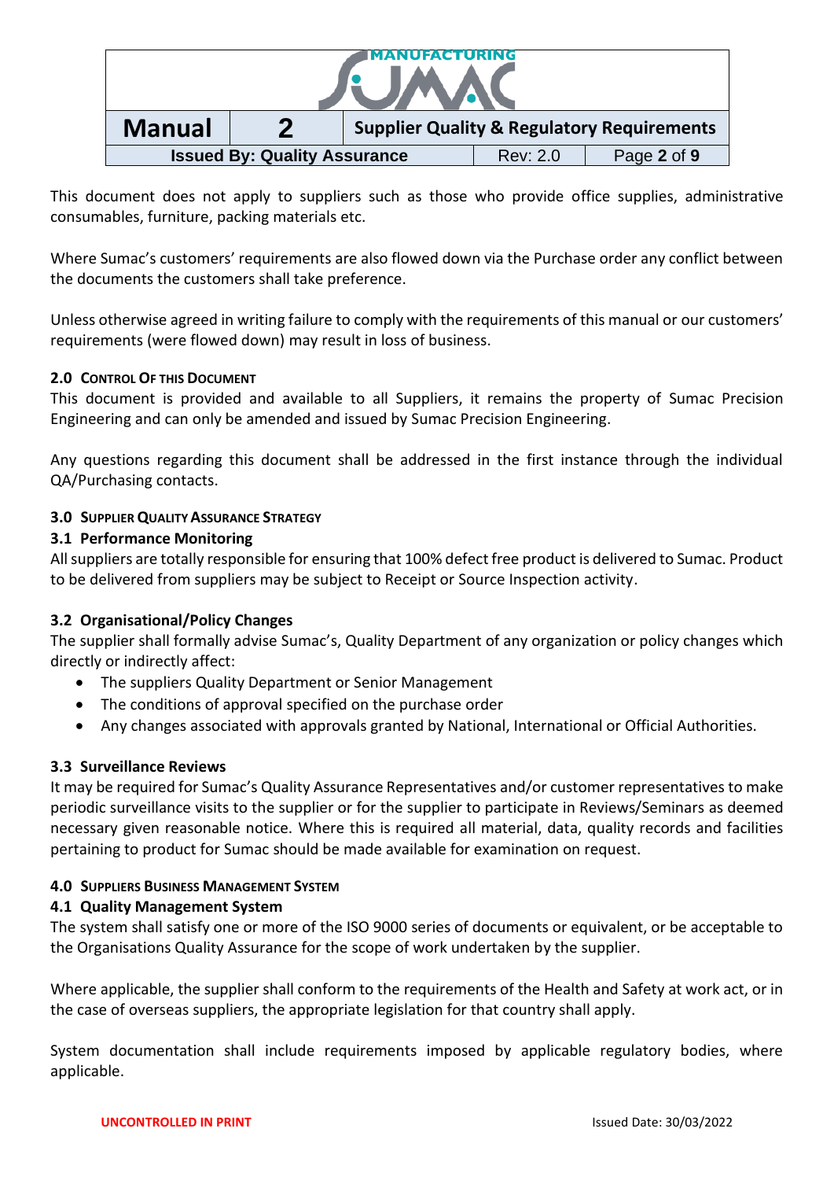This document does not apply to suppliers such as those who provide office supplies, administrative consumables, furniture, packing materials etc.

Where Sumac's customers' requirements are also flowed down via the Purchase order any conflict between the documents the customers shall take preference.

Unless otherwise agreed in writing failure to comply with the requirements of this manual or our customers' requirements (were flowed down) may result in loss of business.

## 2.0 CONTROL OF THIS DOCUMENT

This document is provided and available to all Suppliers, it remains the property of Sumac Precision Engineering and can only be amended and issued by Sumac Precision Engineering.

Any questions regarding this document shall be addressed in the first instance through the individual QA/Purchasing contacts.

## 3.0 SUPPLIER QUALITY ASSURANCE STRATEGY

### 3.1 Performance Monitoring

All suppliers are totally responsible for ensuring that 100% defect free product is delivered to Sumac. Product to be delivered from suppliers may be subject to Receipt or Source Inspection activity.

### 3.2 Organisational/Policy Changes

The supplier shall formally advise Sumac's, Quality Department of any organization or policy changes which directly or indirectly affect:

- The suppliers Quality Department or Senior Management
- The conditions of approval specified on the purchase order
- Any changes associated with approvals granted by National, International or Official Authorities.

### 3.3 Surveillance Reviews

It may be required for Sumac's Quality Assurance Representatives and/or customer representatives to make periodic surveillance visits to the supplier or for the supplier to participate in Reviews/Seminars as deemed necessary given reasonable notice. Where this is required all material, data, quality records and facilities pertaining to product for Sumac should be made available for examination on request.

## 4.0 SUPPLIERS BUSINESS MANAGEMENT SYSTEM

### 4.1 Quality Management System

The system shall satisfy one or more of the ISO 9000 series of documents or equivalent, or be acceptable to the Organisations Quality Assurance for the scope of work undertaken by the supplier.

Where applicable, the supplier shall conform to the requirements of the Health and Safety at work act, or in the case of overseas suppliers, the appropriate legislation for that country shall apply.

System documentation shall include requirements imposed by applicable regulatory bodies, where applicable.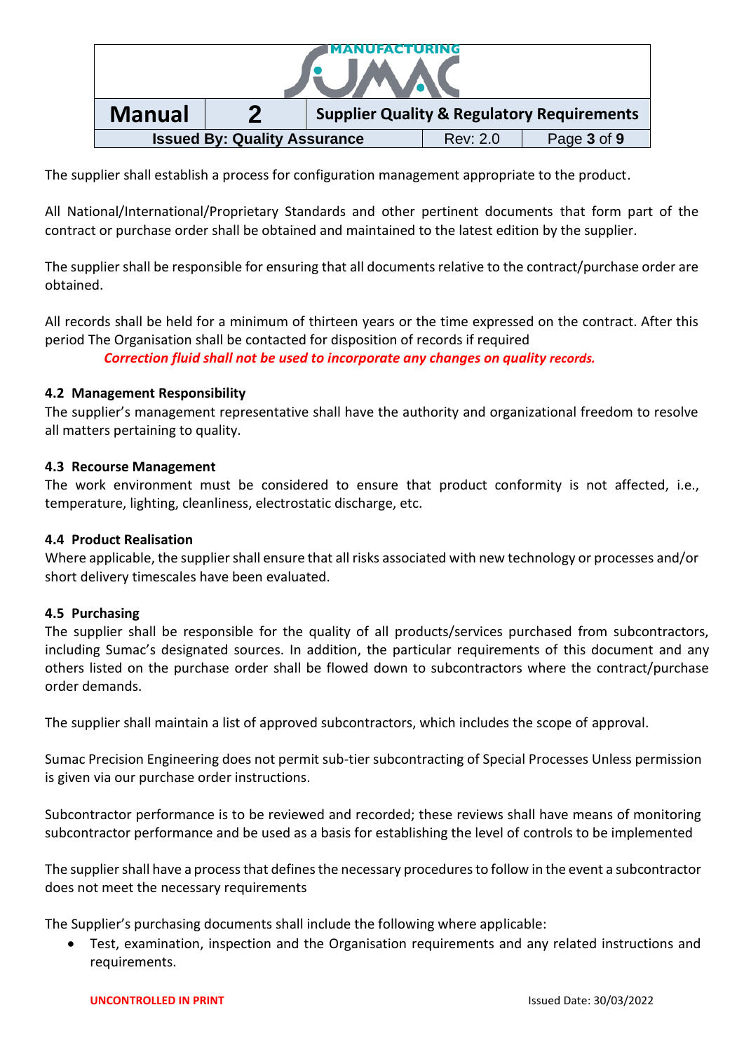The supplier shall establish a process for configuration management appropriate to the product.

All National/International/Proprietary Standards and other pertinent documents that form part of the contract or purchase order shall be obtained and maintained to the latest edition by the supplier.

The supplier shall be responsible for ensuring that all documents relative to the contract/purchase order are obtained.

All records shall be held for a minimum of thirteen years or the time expressed on the contract. After this period The Organisation shall be contacted for disposition of records if required

***Correction fluid shall not be used to incorporate any changes on quality records.***

### 4.2 Management Responsibility

The supplier's management representative shall have the authority and organizational freedom to resolve all matters pertaining to quality.

### 4.3 Recourse Management

The work environment must be considered to ensure that product conformity is not affected, i.e., temperature, lighting, cleanliness, electrostatic discharge, etc.

### 4.4 Product Realisation

Where applicable, the supplier shall ensure that all risks associated with new technology or processes and/or short delivery timescales have been evaluated.

### 4.5 Purchasing

The supplier shall be responsible for the quality of all products/services purchased from subcontractors, including Sumac's designated sources. In addition, the particular requirements of this document and any others listed on the purchase order shall be flowed down to subcontractors where the contract/purchase order demands.

The supplier shall maintain a list of approved subcontractors, which includes the scope of approval.

Sumac Precision Engineering does not permit sub-tier subcontracting of Special Processes Unless permission is given via our purchase order instructions.

Subcontractor performance is to be reviewed and recorded; these reviews shall have means of monitoring subcontractor performance and be used as a basis for establishing the level of controls to be implemented

The supplier shall have a process that defines the necessary procedures to follow in the event a subcontractor does not meet the necessary requirements

The Supplier's purchasing documents shall include the following where applicable:

- Test, examination, inspection and the Organisation requirements and any related instructions and requirements.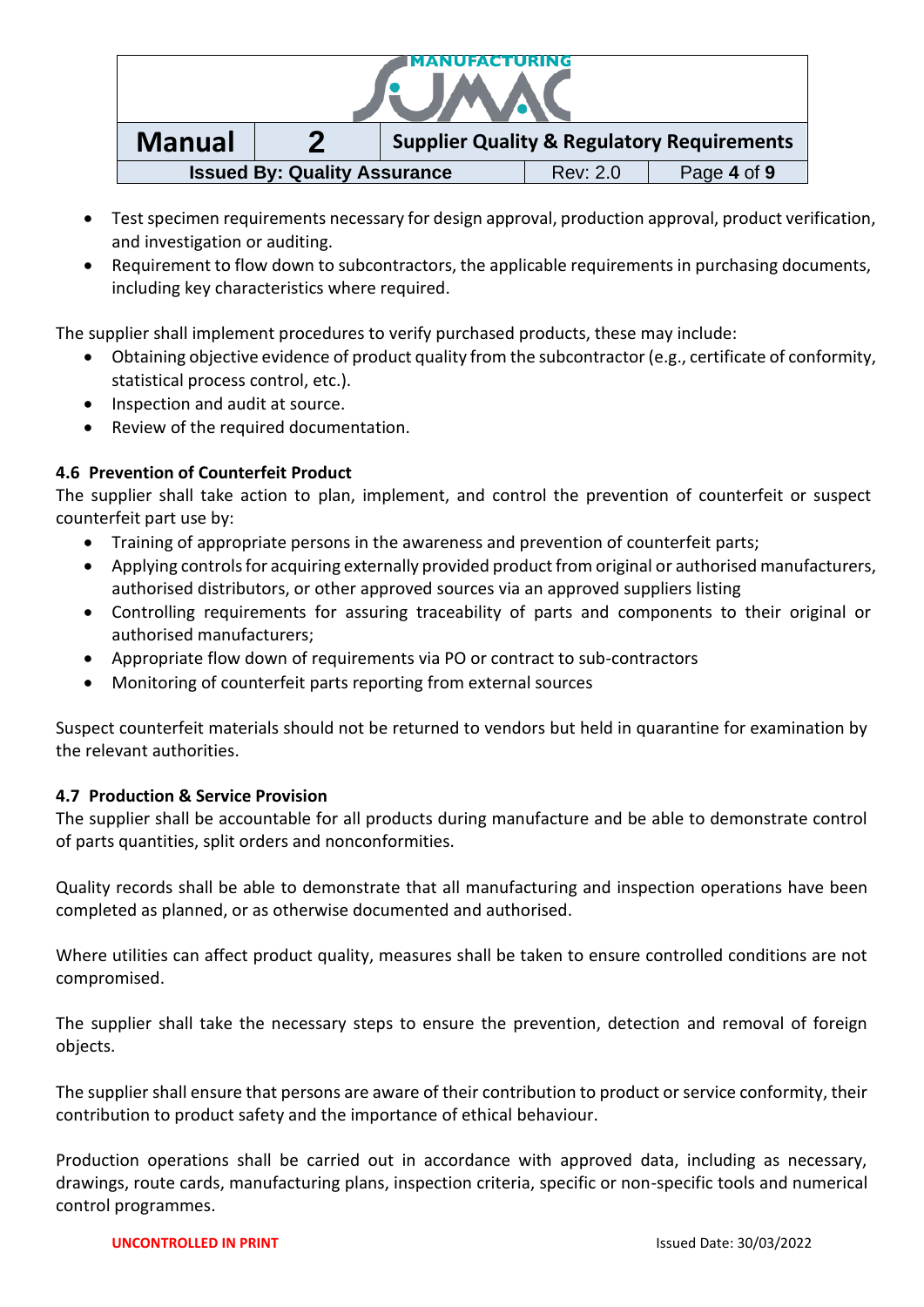- Test specimen requirements necessary for design approval, production approval, product verification, and investigation or auditing.
- Requirement to flow down to subcontractors, the applicable requirements in purchasing documents, including key characteristics where required.

The supplier shall implement procedures to verify purchased products, these may include:

- Obtaining objective evidence of product quality from the subcontractor (e.g., certificate of conformity, statistical process control, etc.).
- Inspection and audit at source.
- Review of the required documentation.

### 4.6 Prevention of Counterfeit Product

The supplier shall take action to plan, implement, and control the prevention of counterfeit or suspect counterfeit part use by:

- Training of appropriate persons in the awareness and prevention of counterfeit parts;
- Applying controls for acquiring externally provided product from original or authorised manufacturers, authorised distributors, or other approved sources via an approved suppliers listing
- Controlling requirements for assuring traceability of parts and components to their original or authorised manufacturers;
- Appropriate flow down of requirements via PO or contract to sub-contractors
- Monitoring of counterfeit parts reporting from external sources

Suspect counterfeit materials should not be returned to vendors but held in quarantine for examination by the relevant authorities.

### 4.7 Production & Service Provision

The supplier shall be accountable for all products during manufacture and be able to demonstrate control of parts quantities, split orders and nonconformities.

Quality records shall be able to demonstrate that all manufacturing and inspection operations have been completed as planned, or as otherwise documented and authorised.

Where utilities can affect product quality, measures shall be taken to ensure controlled conditions are not compromised.

The supplier shall take the necessary steps to ensure the prevention, detection and removal of foreign objects.

The supplier shall ensure that persons are aware of their contribution to product or service conformity, their contribution to product safety and the importance of ethical behaviour.

Production operations shall be carried out in accordance with approved data, including as necessary, drawings, route cards, manufacturing plans, inspection criteria, specific or non-specific tools and numerical control programmes.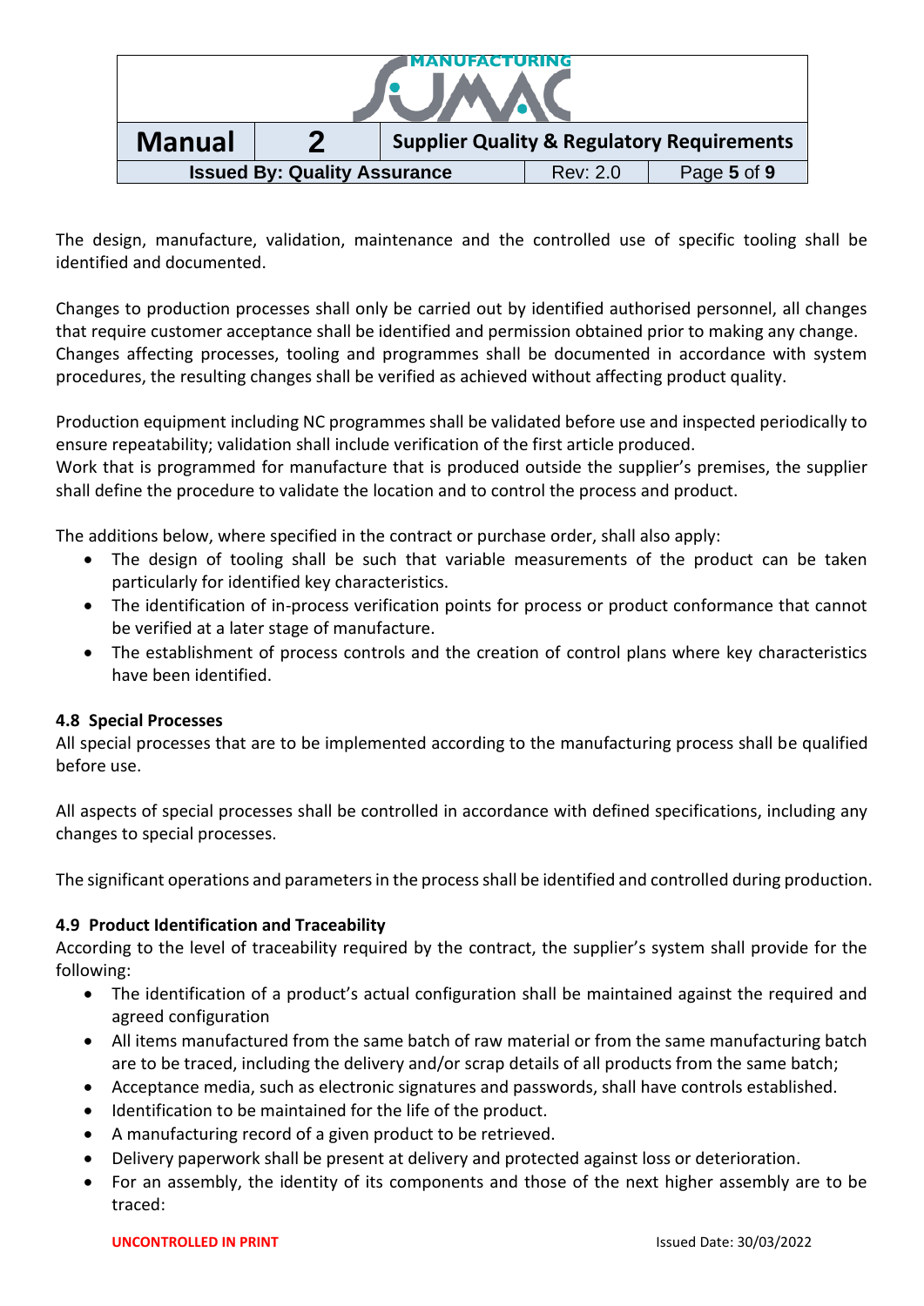The design, manufacture, validation, maintenance and the controlled use of specific tooling shall be identified and documented.

Changes to production processes shall only be carried out by identified authorised personnel, all changes that require customer acceptance shall be identified and permission obtained prior to making any change. Changes affecting processes, tooling and programmes shall be documented in accordance with system procedures, the resulting changes shall be verified as achieved without affecting product quality.

Production equipment including NC programmes shall be validated before use and inspected periodically to ensure repeatability; validation shall include verification of the first article produced.
Work that is programmed for manufacture that is produced outside the supplier's premises, the supplier shall define the procedure to validate the location and to control the process and product.

The additions below, where specified in the contract or purchase order, shall also apply:

- The design of tooling shall be such that variable measurements of the product can be taken particularly for identified key characteristics.
- The identification of in-process verification points for process or product conformance that cannot be verified at a later stage of manufacture.
- The establishment of process controls and the creation of control plans where key characteristics have been identified.

#### 4.8 Special Processes

All special processes that are to be implemented according to the manufacturing process shall be qualified before use.

All aspects of special processes shall be controlled in accordance with defined specifications, including any changes to special processes.

The significant operations and parameters in the process shall be identified and controlled during production.

#### 4.9 Product Identification and Traceability

According to the level of traceability required by the contract, the supplier's system shall provide for the following:

- The identification of a product's actual configuration shall be maintained against the required and agreed configuration
- All items manufactured from the same batch of raw material or from the same manufacturing batch are to be traced, including the delivery and/or scrap details of all products from the same batch;
- Acceptance media, such as electronic signatures and passwords, shall have controls established.
- Identification to be maintained for the life of the product.
- A manufacturing record of a given product to be retrieved.
- Delivery paperwork shall be present at delivery and protected against loss or deterioration.
- For an assembly, the identity of its components and those of the next higher assembly are to be traced:

**UNCONTROLLED IN PRINT** Issued Date: 30/03/2022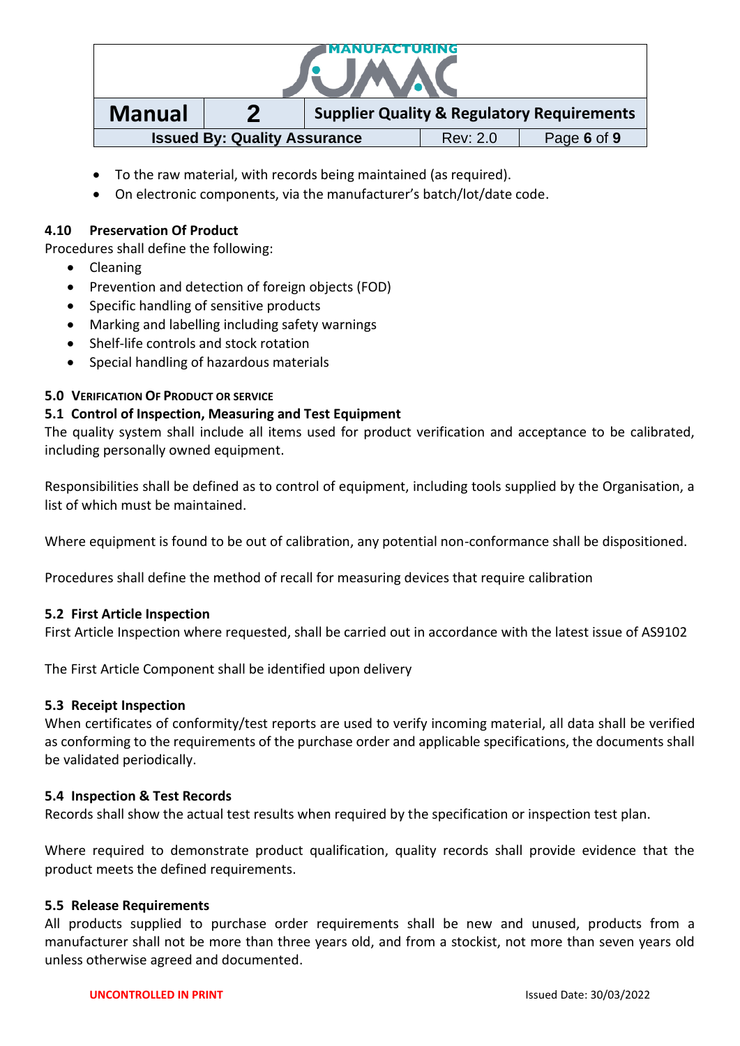- To the raw material, with records being maintained (as required).
- On electronic components, via the manufacturer's batch/lot/date code.

### 4.10 Preservation Of Product

Procedures shall define the following:

- Cleaning
- Prevention and detection of foreign objects (FOD)
- Specific handling of sensitive products
- Marking and labelling including safety warnings
- Shelf-life controls and stock rotation
- Special handling of hazardous materials

## 5.0 Verification Of Product or service

### 5.1 Control of Inspection, Measuring and Test Equipment

The quality system shall include all items used for product verification and acceptance to be calibrated, including personally owned equipment.

Responsibilities shall be defined as to control of equipment, including tools supplied by the Organisation, a list of which must be maintained.

Where equipment is found to be out of calibration, any potential non-conformance shall be dispositioned.

Procedures shall define the method of recall for measuring devices that require calibration

### 5.2 First Article Inspection

First Article Inspection where requested, shall be carried out in accordance with the latest issue of AS9102

The First Article Component shall be identified upon delivery

### 5.3 Receipt Inspection

When certificates of conformity/test reports are used to verify incoming material, all data shall be verified as conforming to the requirements of the purchase order and applicable specifications, the documents shall be validated periodically.

### 5.4 Inspection & Test Records

Records shall show the actual test results when required by the specification or inspection test plan.

Where required to demonstrate product qualification, quality records shall provide evidence that the product meets the defined requirements.

### 5.5 Release Requirements

All products supplied to purchase order requirements shall be new and unused, products from a manufacturer shall not be more than three years old, and from a stockist, not more than seven years old unless otherwise agreed and documented.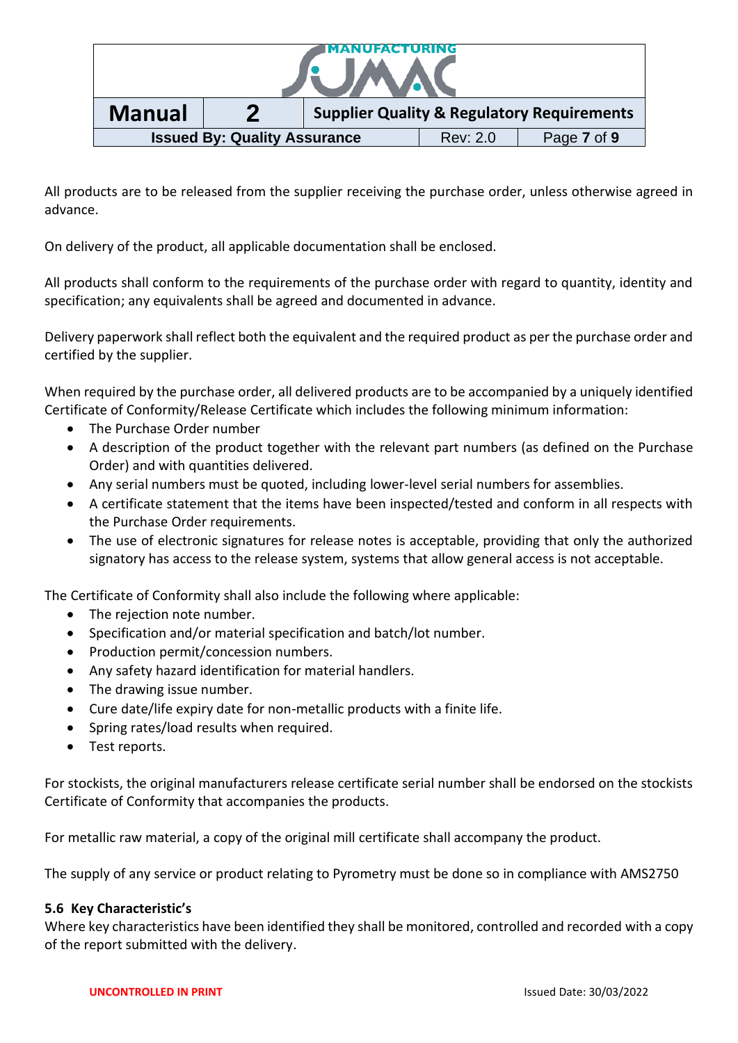All products are to be released from the supplier receiving the purchase order, unless otherwise agreed in advance.

On delivery of the product, all applicable documentation shall be enclosed.

All products shall conform to the requirements of the purchase order with regard to quantity, identity and specification; any equivalents shall be agreed and documented in advance.

Delivery paperwork shall reflect both the equivalent and the required product as per the purchase order and certified by the supplier.

When required by the purchase order, all delivered products are to be accompanied by a uniquely identified Certificate of Conformity/Release Certificate which includes the following minimum information:

- The Purchase Order number
- A description of the product together with the relevant part numbers (as defined on the Purchase Order) and with quantities delivered.
- Any serial numbers must be quoted, including lower-level serial numbers for assemblies.
- A certificate statement that the items have been inspected/tested and conform in all respects with the Purchase Order requirements.
- The use of electronic signatures for release notes is acceptable, providing that only the authorized signatory has access to the release system, systems that allow general access is not acceptable.

The Certificate of Conformity shall also include the following where applicable:

- The rejection note number.
- Specification and/or material specification and batch/lot number.
- Production permit/concession numbers.
- Any safety hazard identification for material handlers.
- The drawing issue number.
- Cure date/life expiry date for non-metallic products with a finite life.
- Spring rates/load results when required.
- Test reports.

For stockists, the original manufacturers release certificate serial number shall be endorsed on the stockists Certificate of Conformity that accompanies the products.

For metallic raw material, a copy of the original mill certificate shall accompany the product.

The supply of any service or product relating to Pyrometry must be done so in compliance with AMS2750

### 5.6 Key Characteristic's

Where key characteristics have been identified they shall be monitored, controlled and recorded with a copy of the report submitted with the delivery.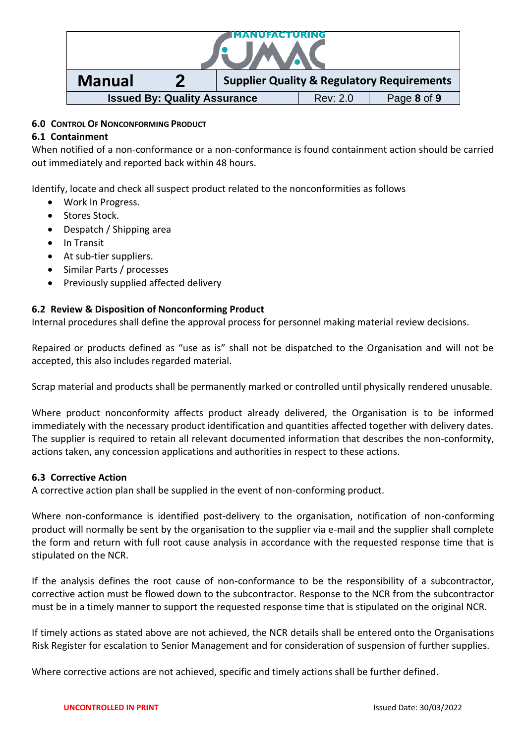## 6.0 Control Of Nonconforming Product

### 6.1 Containment

When notified of a non-conformance or a non-conformance is found containment action should be carried out immediately and reported back within 48 hours.

Identify, locate and check all suspect product related to the nonconformities as follows

- Work In Progress.
- Stores Stock.
- Despatch / Shipping area
- In Transit
- At sub-tier suppliers.
- Similar Parts / processes
- Previously supplied affected delivery

### 6.2 Review & Disposition of Nonconforming Product

Internal procedures shall define the approval process for personnel making material review decisions.

Repaired or products defined as "use as is" shall not be dispatched to the Organisation and will not be accepted, this also includes regarded material.

Scrap material and products shall be permanently marked or controlled until physically rendered unusable.

Where product nonconformity affects product already delivered, the Organisation is to be informed immediately with the necessary product identification and quantities affected together with delivery dates. The supplier is required to retain all relevant documented information that describes the non-conformity, actions taken, any concession applications and authorities in respect to these actions.

### 6.3 Corrective Action

A corrective action plan shall be supplied in the event of non-conforming product.

Where non-conformance is identified post-delivery to the organisation, notification of non-conforming product will normally be sent by the organisation to the supplier via e-mail and the supplier shall complete the form and return with full root cause analysis in accordance with the requested response time that is stipulated on the NCR.

If the analysis defines the root cause of non-conformance to be the responsibility of a subcontractor, corrective action must be flowed down to the subcontractor. Response to the NCR from the subcontractor must be in a timely manner to support the requested response time that is stipulated on the original NCR.

If timely actions as stated above are not achieved, the NCR details shall be entered onto the Organisations Risk Register for escalation to Senior Management and for consideration of suspension of further supplies.

Where corrective actions are not achieved, specific and timely actions shall be further defined.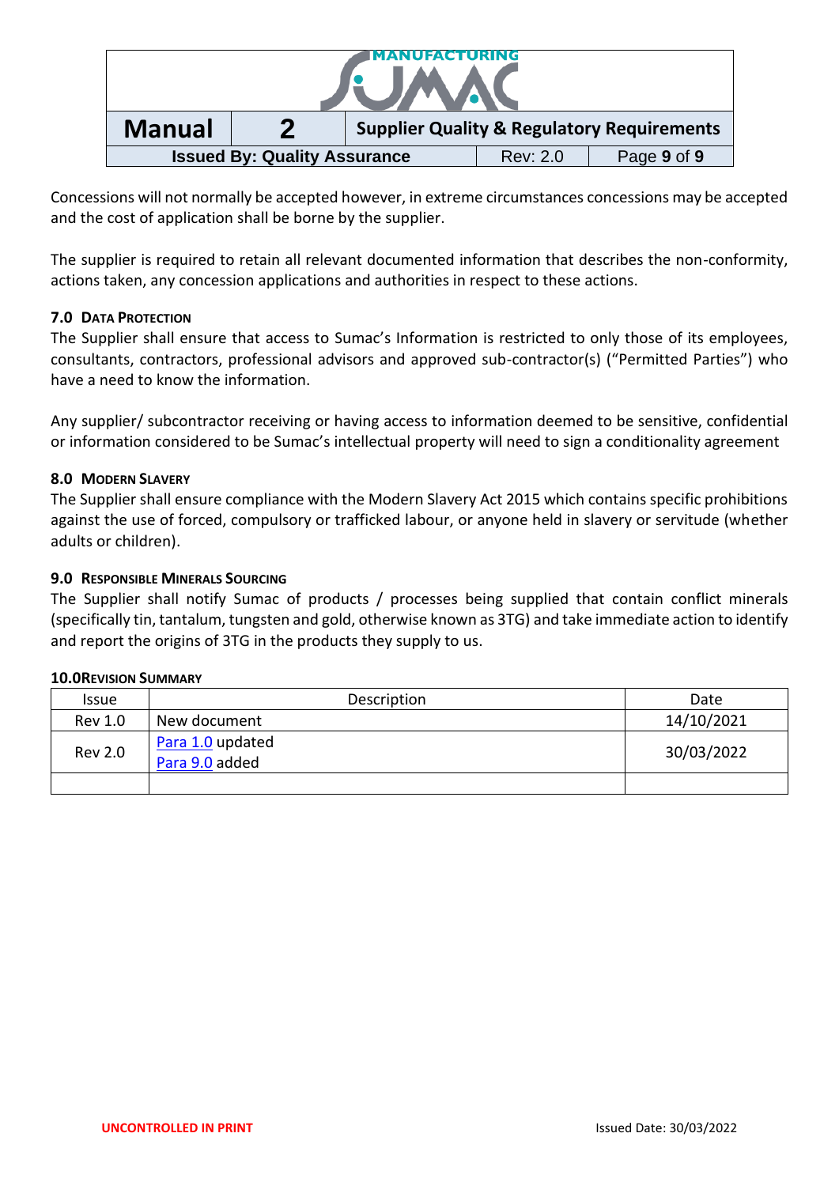Concessions will not normally be accepted however, in extreme circumstances concessions may be accepted and the cost of application shall be borne by the supplier.

The supplier is required to retain all relevant documented information that describes the non-conformity, actions taken, any concession applications and authorities in respect to these actions.

## 7.0 Data Protection

The Supplier shall ensure that access to Sumac's Information is restricted to only those of its employees, consultants, contractors, professional advisors and approved sub-contractor(s) ("Permitted Parties") who have a need to know the information.

Any supplier/ subcontractor receiving or having access to information deemed to be sensitive, confidential or information considered to be Sumac's intellectual property will need to sign a conditionality agreement

## 8.0 Modern Slavery

The Supplier shall ensure compliance with the Modern Slavery Act 2015 which contains specific prohibitions against the use of forced, compulsory or trafficked labour, or anyone held in slavery or servitude (whether adults or children).

## 9.0 Responsible Minerals Sourcing

The Supplier shall notify Sumac of products / processes being supplied that contain conflict minerals (specifically tin, tantalum, tungsten and gold, otherwise known as 3TG) and take immediate action to identify and report the origins of 3TG in the products they supply to us.

## 10.0 Revision Summary

| Issue | Description | Date |
|---|---|---|
| Rev 1.0 | New document | 14/10/2021 |
| Rev 2.0 | Para 1.0 updated<br>Para 9.0 added | 30/03/2022 |
| | | |

UNCONTROLLED IN PRINT

Issued Date: 30/03/2022